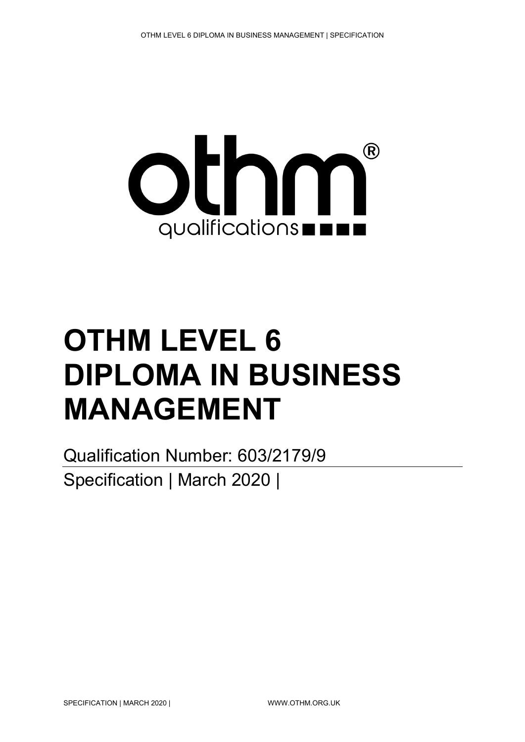# OTHM LEVEL 6 DIPLOMA IN BUSINESS MANAGEMENT

Qualification Number: 603/2179/9

Specification | March 2020 |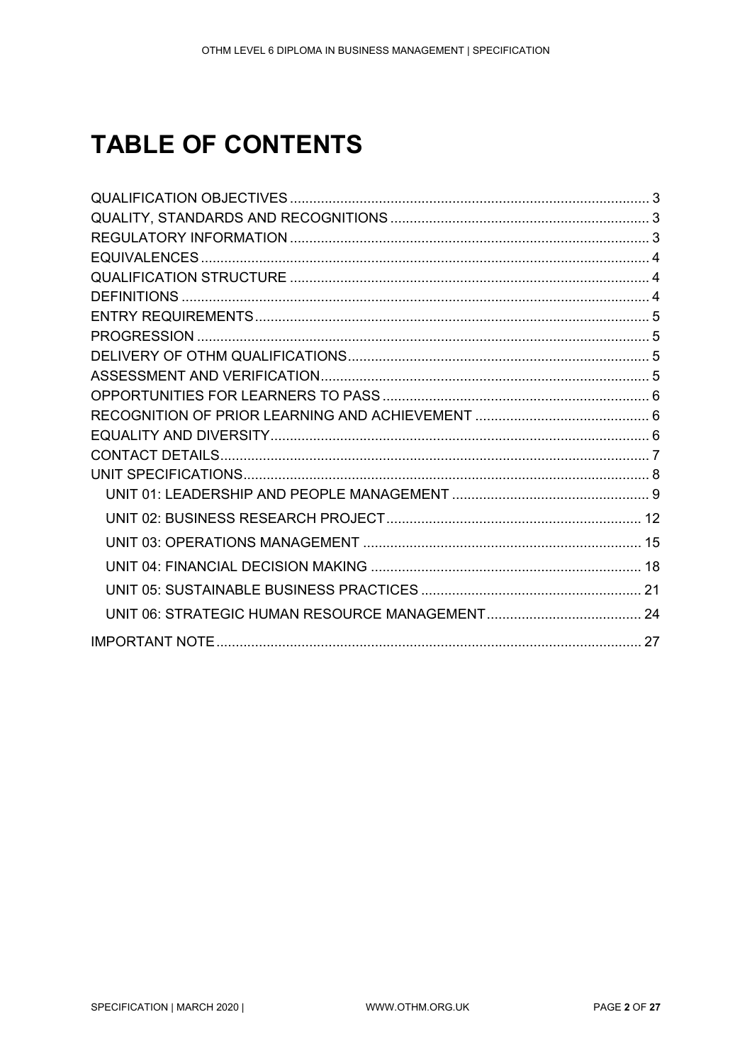# TABLE OF CONTENTS

QUALIFICATION OBJECTIVES ............ 3
QUALITY, STANDARDS AND RECOGNITIONS ............ 3
REGULATORY INFORMATION ............ 3
EQUIVALENCES ............ 4
QUALIFICATION STRUCTURE ............ 4
DEFINITIONS ............ 4
ENTRY REQUIREMENTS ............ 5
PROGRESSION ............ 5
DELIVERY OF OTHM QUALIFICATIONS ............ 5
ASSESSMENT AND VERIFICATION ............ 5
OPPORTUNITIES FOR LEARNERS TO PASS ............ 6
RECOGNITION OF PRIOR LEARNING AND ACHIEVEMENT ............ 6
EQUALITY AND DIVERSITY ............ 6
CONTACT DETAILS ............ 7
UNIT SPECIFICATIONS ............ 8
- UNIT 01: LEADERSHIP AND PEOPLE MANAGEMENT ............ 9
- UNIT 02: BUSINESS RESEARCH PROJECT ............ 12
- UNIT 03: OPERATIONS MANAGEMENT ............ 15
- UNIT 04: FINANCIAL DECISION MAKING ............ 18
- UNIT 05: SUSTAINABLE BUSINESS PRACTICES ............ 21
- UNIT 06: STRATEGIC HUMAN RESOURCE MANAGEMENT ............ 24

IMPORTANT NOTE ............ 27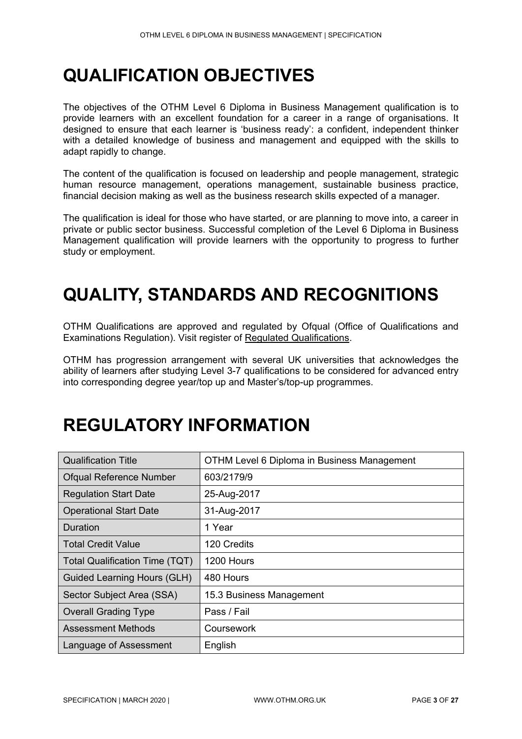# QUALIFICATION OBJECTIVES

The objectives of the OTHM Level 6 Diploma in Business Management qualification is to provide learners with an excellent foundation for a career in a range of organisations. It designed to ensure that each learner is 'business ready': a confident, independent thinker with a detailed knowledge of business and management and equipped with the skills to adapt rapidly to change.

The content of the qualification is focused on leadership and people management, strategic human resource management, operations management, sustainable business practice, financial decision making as well as the business research skills expected of a manager.

The qualification is ideal for those who have started, or are planning to move into, a career in private or public sector business. Successful completion of the Level 6 Diploma in Business Management qualification will provide learners with the opportunity to progress to further study or employment.

# QUALITY, STANDARDS AND RECOGNITIONS

OTHM Qualifications are approved and regulated by Ofqual (Office of Qualifications and Examinations Regulation). Visit register of Regulated Qualifications.

OTHM has progression arrangement with several UK universities that acknowledges the ability of learners after studying Level 3-7 qualifications to be considered for advanced entry into corresponding degree year/top up and Master's/top-up programmes.

# REGULATORY INFORMATION

| Qualification Title | OTHM Level 6 Diploma in Business Management |
|---|---|
| Ofqual Reference Number | 603/2179/9 |
| Regulation Start Date | 25-Aug-2017 |
| Operational Start Date | 31-Aug-2017 |
| Duration | 1 Year |
| Total Credit Value | 120 Credits |
| Total Qualification Time (TQT) | 1200 Hours |
| Guided Learning Hours (GLH) | 480 Hours |
| Sector Subject Area (SSA) | 15.3 Business Management |
| Overall Grading Type | Pass / Fail |
| Assessment Methods | Coursework |
| Language of Assessment | English |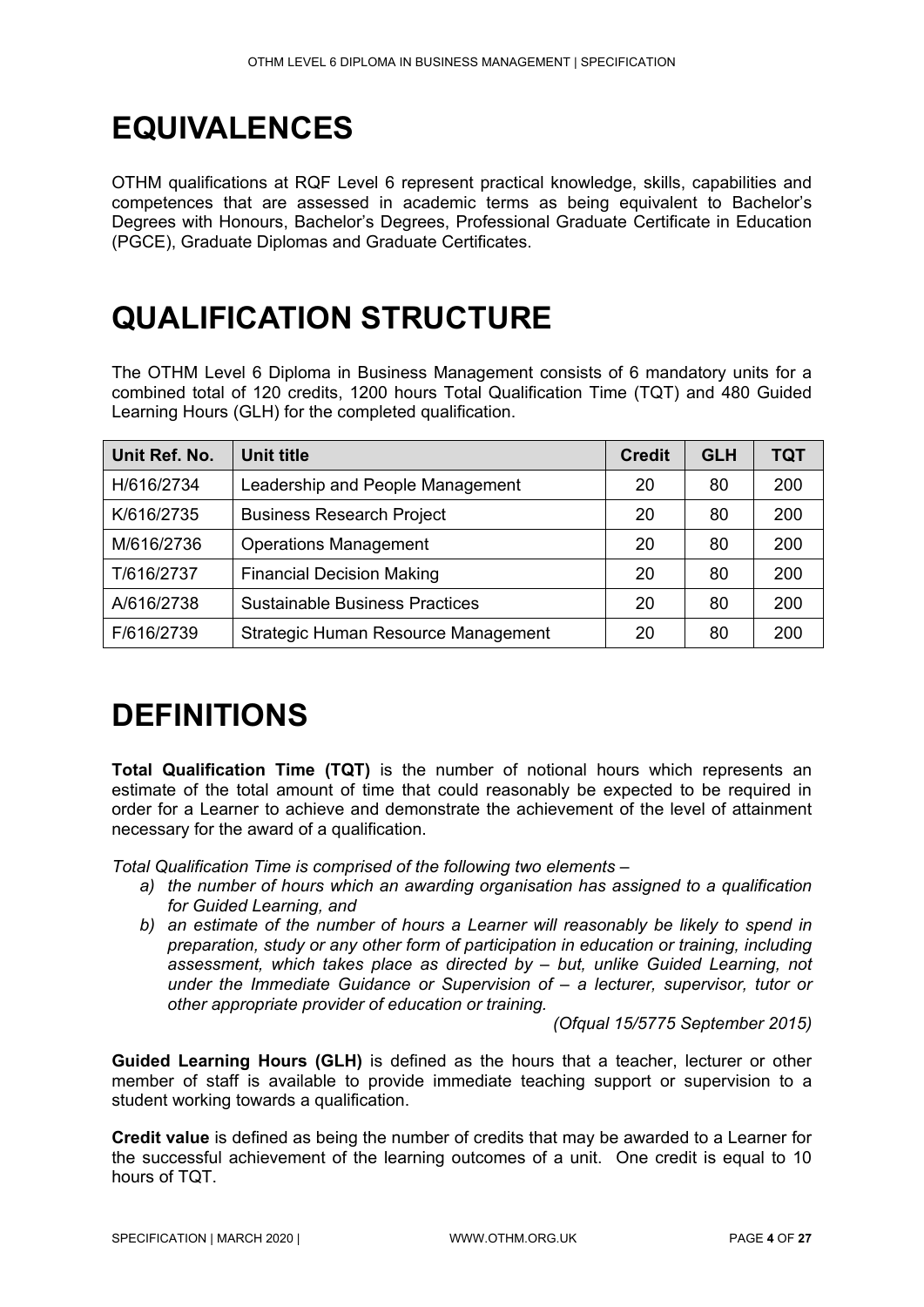# EQUIVALENCES

OTHM qualifications at RQF Level 6 represent practical knowledge, skills, capabilities and competences that are assessed in academic terms as being equivalent to Bachelor's Degrees with Honours, Bachelor's Degrees, Professional Graduate Certificate in Education (PGCE), Graduate Diplomas and Graduate Certificates.

# QUALIFICATION STRUCTURE

The OTHM Level 6 Diploma in Business Management consists of 6 mandatory units for a combined total of 120 credits, 1200 hours Total Qualification Time (TQT) and 480 Guided Learning Hours (GLH) for the completed qualification.

| Unit Ref. No. | Unit title | Credit | GLH | TQT |
|---|---|---|---|---|
| H/616/2734 | Leadership and People Management | 20 | 80 | 200 |
| K/616/2735 | Business Research Project | 20 | 80 | 200 |
| M/616/2736 | Operations Management | 20 | 80 | 200 |
| T/616/2737 | Financial Decision Making | 20 | 80 | 200 |
| A/616/2738 | Sustainable Business Practices | 20 | 80 | 200 |
| F/616/2739 | Strategic Human Resource Management | 20 | 80 | 200 |

# DEFINITIONS

**Total Qualification Time (TQT)** is the number of notional hours which represents an estimate of the total amount of time that could reasonably be expected to be required in order for a Learner to achieve and demonstrate the achievement of the level of attainment necessary for the award of a qualification.

*Total Qualification Time is comprised of the following two elements –*

*a) the number of hours which an awarding organisation has assigned to a qualification for Guided Learning, and*

*b) an estimate of the number of hours a Learner will reasonably be likely to spend in preparation, study or any other form of participation in education or training, including assessment, which takes place as directed by – but, unlike Guided Learning, not under the Immediate Guidance or Supervision of – a lecturer, supervisor, tutor or other appropriate provider of education or training.*

*(Ofqual 15/5775 September 2015)*

**Guided Learning Hours (GLH)** is defined as the hours that a teacher, lecturer or other member of staff is available to provide immediate teaching support or supervision to a student working towards a qualification.

**Credit value** is defined as being the number of credits that may be awarded to a Learner for the successful achievement of the learning outcomes of a unit. One credit is equal to 10 hours of TQT.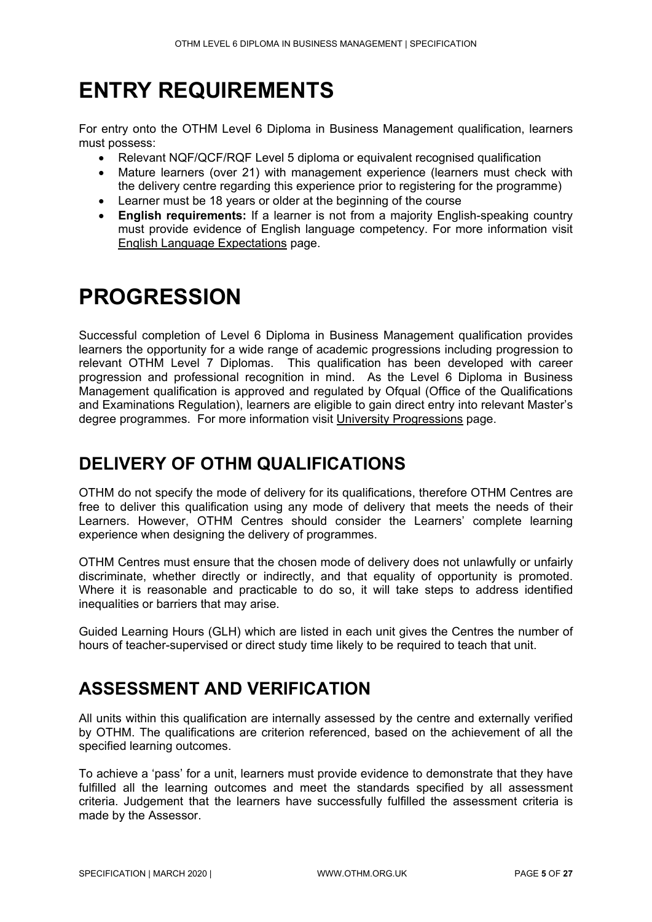# ENTRY REQUIREMENTS

For entry onto the OTHM Level 6 Diploma in Business Management qualification, learners must possess:

- Relevant NQF/QCF/RQF Level 5 diploma or equivalent recognised qualification
- Mature learners (over 21) with management experience (learners must check with the delivery centre regarding this experience prior to registering for the programme)
- Learner must be 18 years or older at the beginning of the course
- **English requirements:** If a learner is not from a majority English-speaking country must provide evidence of English language competency. For more information visit English Language Expectations page.

# PROGRESSION

Successful completion of Level 6 Diploma in Business Management qualification provides learners the opportunity for a wide range of academic progressions including progression to relevant OTHM Level 7 Diplomas. This qualification has been developed with career progression and professional recognition in mind. As the Level 6 Diploma in Business Management qualification is approved and regulated by Ofqual (Office of the Qualifications and Examinations Regulation), learners are eligible to gain direct entry into relevant Master's degree programmes. For more information visit University Progressions page.

## DELIVERY OF OTHM QUALIFICATIONS

OTHM do not specify the mode of delivery for its qualifications, therefore OTHM Centres are free to deliver this qualification using any mode of delivery that meets the needs of their Learners. However, OTHM Centres should consider the Learners' complete learning experience when designing the delivery of programmes.

OTHM Centres must ensure that the chosen mode of delivery does not unlawfully or unfairly discriminate, whether directly or indirectly, and that equality of opportunity is promoted. Where it is reasonable and practicable to do so, it will take steps to address identified inequalities or barriers that may arise.

Guided Learning Hours (GLH) which are listed in each unit gives the Centres the number of hours of teacher-supervised or direct study time likely to be required to teach that unit.

## ASSESSMENT AND VERIFICATION

All units within this qualification are internally assessed by the centre and externally verified by OTHM. The qualifications are criterion referenced, based on the achievement of all the specified learning outcomes.

To achieve a 'pass' for a unit, learners must provide evidence to demonstrate that they have fulfilled all the learning outcomes and meet the standards specified by all assessment criteria. Judgement that the learners have successfully fulfilled the assessment criteria is made by the Assessor.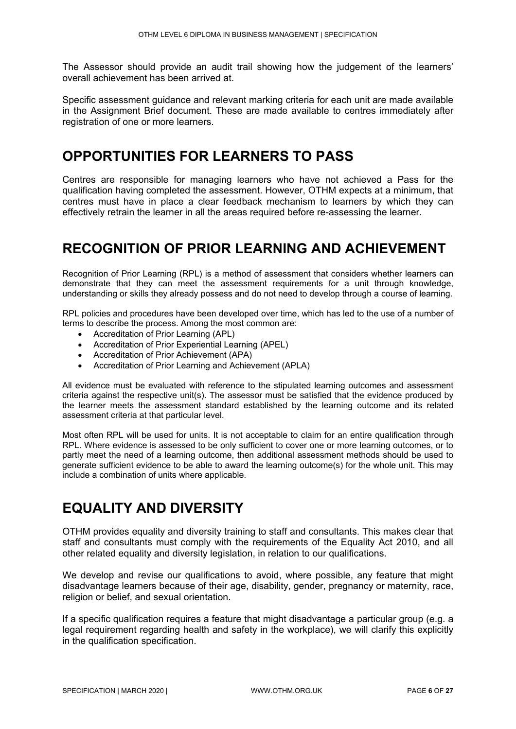The Assessor should provide an audit trail showing how the judgement of the learners' overall achievement has been arrived at.

Specific assessment guidance and relevant marking criteria for each unit are made available in the Assignment Brief document. These are made available to centres immediately after registration of one or more learners.

## OPPORTUNITIES FOR LEARNERS TO PASS

Centres are responsible for managing learners who have not achieved a Pass for the qualification having completed the assessment. However, OTHM expects at a minimum, that centres must have in place a clear feedback mechanism to learners by which they can effectively retrain the learner in all the areas required before re-assessing the learner.

## RECOGNITION OF PRIOR LEARNING AND ACHIEVEMENT

Recognition of Prior Learning (RPL) is a method of assessment that considers whether learners can demonstrate that they can meet the assessment requirements for a unit through knowledge, understanding or skills they already possess and do not need to develop through a course of learning.

RPL policies and procedures have been developed over time, which has led to the use of a number of terms to describe the process. Among the most common are:

- Accreditation of Prior Learning (APL)
- Accreditation of Prior Experiential Learning (APEL)
- Accreditation of Prior Achievement (APA)
- Accreditation of Prior Learning and Achievement (APLA)

All evidence must be evaluated with reference to the stipulated learning outcomes and assessment criteria against the respective unit(s). The assessor must be satisfied that the evidence produced by the learner meets the assessment standard established by the learning outcome and its related assessment criteria at that particular level.

Most often RPL will be used for units. It is not acceptable to claim for an entire qualification through RPL. Where evidence is assessed to be only sufficient to cover one or more learning outcomes, or to partly meet the need of a learning outcome, then additional assessment methods should be used to generate sufficient evidence to be able to award the learning outcome(s) for the whole unit. This may include a combination of units where applicable.

## EQUALITY AND DIVERSITY

OTHM provides equality and diversity training to staff and consultants. This makes clear that staff and consultants must comply with the requirements of the Equality Act 2010, and all other related equality and diversity legislation, in relation to our qualifications.

We develop and revise our qualifications to avoid, where possible, any feature that might disadvantage learners because of their age, disability, gender, pregnancy or maternity, race, religion or belief, and sexual orientation.

If a specific qualification requires a feature that might disadvantage a particular group (e.g. a legal requirement regarding health and safety in the workplace), we will clarify this explicitly in the qualification specification.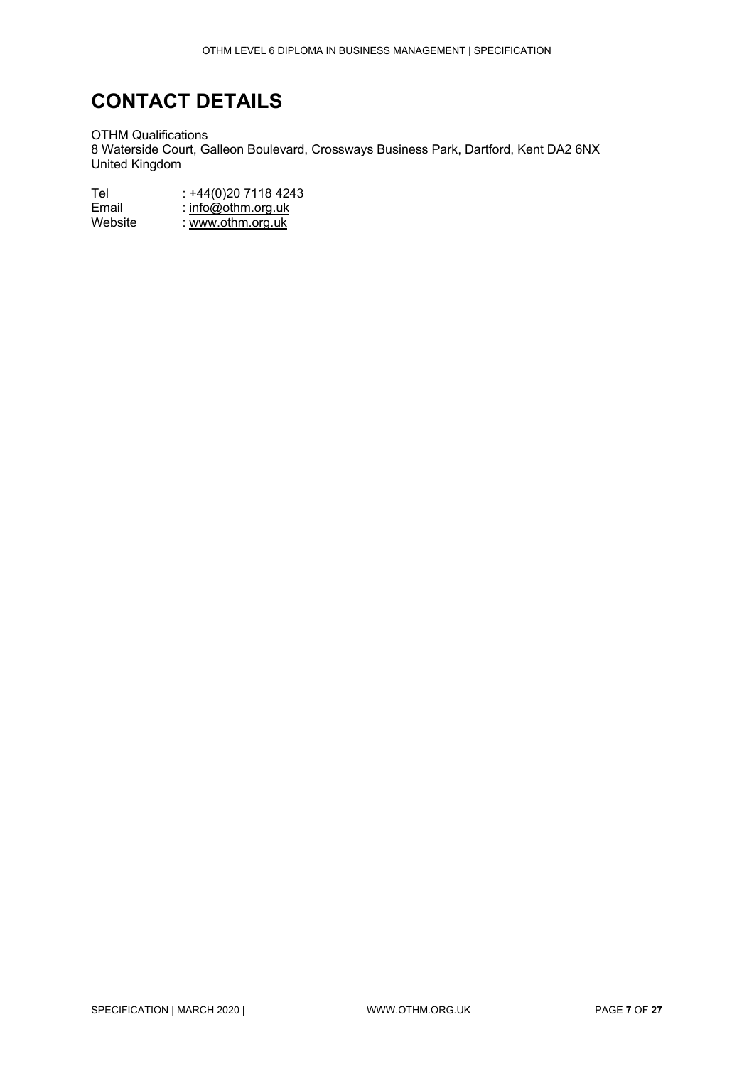# CONTACT DETAILS

OTHM Qualifications
8 Waterside Court, Galleon Boulevard, Crossways Business Park, Dartford, Kent DA2 6NX
United Kingdom

Tel : +44(0)20 7118 4243
Email : info@othm.org.uk
Website : www.othm.org.uk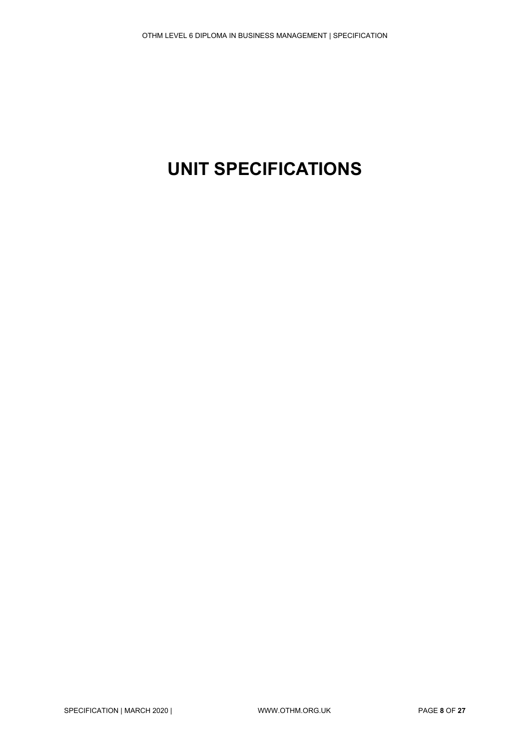# UNIT SPECIFICATIONS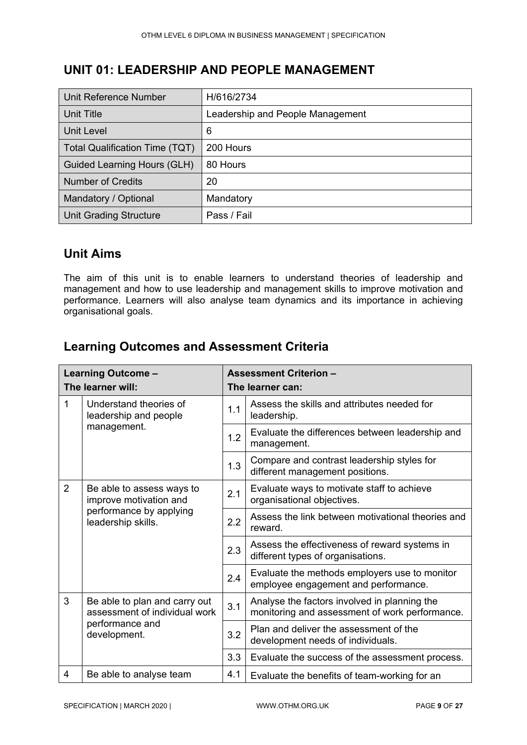## UNIT 01: LEADERSHIP AND PEOPLE MANAGEMENT

| Unit Reference Number | H/616/2734 |
|---|---|
| Unit Title | Leadership and People Management |
| Unit Level | 6 |
| Total Qualification Time (TQT) | 200 Hours |
| Guided Learning Hours (GLH) | 80 Hours |
| Number of Credits | 20 |
| Mandatory / Optional | Mandatory |
| Unit Grading Structure | Pass / Fail |

## Unit Aims

The aim of this unit is to enable learners to understand theories of leadership and management and how to use leadership and management skills to improve motivation and performance. Learners will also analyse team dynamics and its importance in achieving organisational goals.

## Learning Outcomes and Assessment Criteria

| Learning Outcome – The learner will: | | Assessment Criterion – The learner can: | |
|---|---|---|---|
| 1 | Understand theories of leadership and people management. | 1.1 | Assess the skills and attributes needed for leadership. |
| | | 1.2 | Evaluate the differences between leadership and management. |
| | | 1.3 | Compare and contrast leadership styles for different management positions. |
| 2 | Be able to assess ways to improve motivation and performance by applying leadership skills. | 2.1 | Evaluate ways to motivate staff to achieve organisational objectives. |
| | | 2.2 | Assess the link between motivational theories and reward. |
| | | 2.3 | Assess the effectiveness of reward systems in different types of organisations. |
| | | 2.4 | Evaluate the methods employers use to monitor employee engagement and performance. |
| 3 | Be able to plan and carry out assessment of individual work performance and development. | 3.1 | Analyse the factors involved in planning the monitoring and assessment of work performance. |
| | | 3.2 | Plan and deliver the assessment of the development needs of individuals. |
| | | 3.3 | Evaluate the success of the assessment process. |
| 4 | Be able to analyse team | 4.1 | Evaluate the benefits of team-working for an |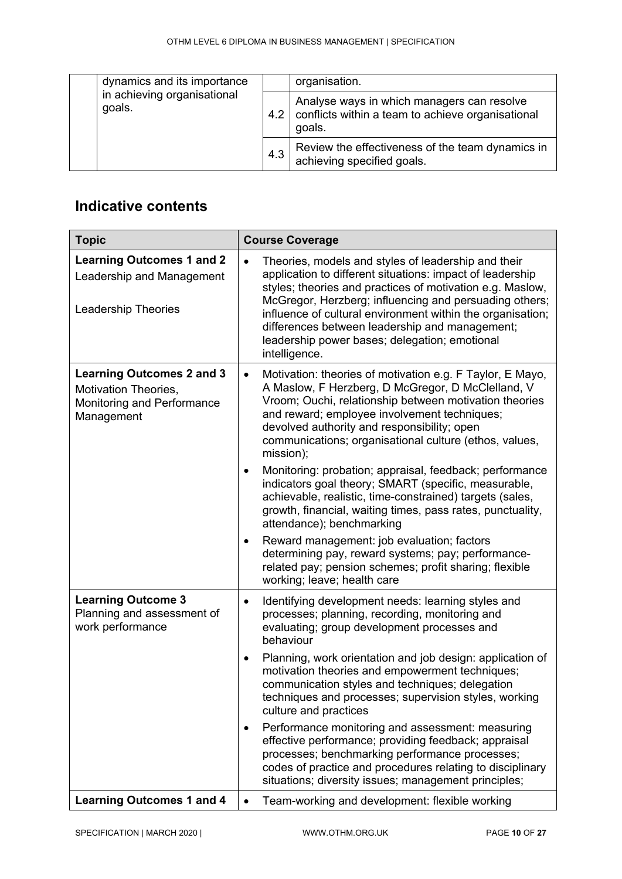| | | | |
|---|---|---|---|
| | dynamics and its importance in achieving organisational goals. | | organisation. |
| | | 4.2 | Analyse ways in which managers can resolve conflicts within a team to achieve organisational goals. |
| | | 4.3 | Review the effectiveness of the team dynamics in achieving specified goals. |

## Indicative contents

| Topic | Course Coverage |
|---|---|
| **Learning Outcomes 1 and 2**<br>Leadership and Management<br><br>Leadership Theories | • Theories, models and styles of leadership and their application to different situations: impact of leadership styles; theories and practices of motivation e.g. Maslow, McGregor, Herzberg; influencing and persuading others; influence of cultural environment within the organisation; differences between leadership and management; leadership power bases; delegation; emotional intelligence. |
| **Learning Outcomes 2 and 3**<br>Motivation Theories, Monitoring and Performance Management | • Motivation: theories of motivation e.g. F Taylor, E Mayo, A Maslow, F Herzberg, D McGregor, D McClelland, V Vroom; Ouchi, relationship between motivation theories and reward; employee involvement techniques; devolved authority and responsibility; open communications; organisational culture (ethos, values, mission);<br>• Monitoring: probation; appraisal, feedback; performance indicators goal theory; SMART (specific, measurable, achievable, realistic, time-constrained) targets (sales, growth, financial, waiting times, pass rates, punctuality, attendance); benchmarking<br>• Reward management: job evaluation; factors determining pay, reward systems; pay; performance-related pay; pension schemes; profit sharing; flexible working; leave; health care |
| **Learning Outcome 3**<br>Planning and assessment of work performance | • Identifying development needs: learning styles and processes; planning, recording, monitoring and evaluating; group development processes and behaviour<br>• Planning, work orientation and job design: application of motivation theories and empowerment techniques; communication styles and techniques; delegation techniques and processes; supervision styles, working culture and practices<br>• Performance monitoring and assessment: measuring effective performance; providing feedback; appraisal processes; benchmarking performance processes; codes of practice and procedures relating to disciplinary situations; diversity issues; management principles; |
| **Learning Outcomes 1 and 4** | • Team-working and development: flexible working |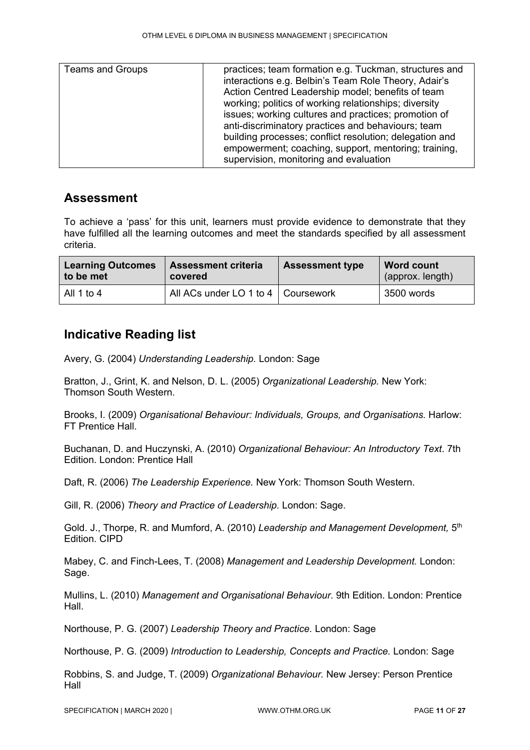| Teams and Groups | practices; team formation e.g. Tuckman, structures and interactions e.g. Belbin's Team Role Theory, Adair's Action Centred Leadership model; benefits of team working; politics of working relationships; diversity issues; working cultures and practices; promotion of anti-discriminatory practices and behaviours; team building processes; conflict resolution; delegation and empowerment; coaching, support, mentoring; training, supervision, monitoring and evaluation |
|---|---|

## Assessment

To achieve a 'pass' for this unit, learners must provide evidence to demonstrate that they have fulfilled all the learning outcomes and meet the standards specified by all assessment criteria.

| Learning Outcomes to be met | Assessment criteria covered | Assessment type | Word count (approx. length) |
|---|---|---|---|
| All 1 to 4 | All ACs under LO 1 to 4 | Coursework | 3500 words |

## Indicative Reading list

Avery, G. (2004) *Understanding Leadership.* London: Sage

Bratton, J., Grint, K. and Nelson, D. L. (2005) *Organizational Leadership.* New York: Thomson South Western.

Brooks, I. (2009) *Organisational Behaviour: Individuals, Groups, and Organisations.* Harlow: FT Prentice Hall.

Buchanan, D. and Huczynski, A. (2010) *Organizational Behaviour: An Introductory Text*. 7th Edition. London: Prentice Hall

Daft, R. (2006) *The Leadership Experience.* New York: Thomson South Western.

Gill, R. (2006) *Theory and Practice of Leadership.* London: Sage.

Gold. J., Thorpe, R. and Mumford, A. (2010) *Leadership and Management Development,* 5th Edition. CIPD

Mabey, C. and Finch-Lees, T. (2008) *Management and Leadership Development.* London: Sage.

Mullins, L. (2010) *Management and Organisational Behaviour*. 9th Edition. London: Prentice Hall.

Northouse, P. G. (2007) *Leadership Theory and Practice.* London: Sage

Northouse, P. G. (2009) *Introduction to Leadership, Concepts and Practice*. London: Sage

Robbins, S. and Judge, T. (2009) *Organizational Behaviour.* New Jersey: Person Prentice Hall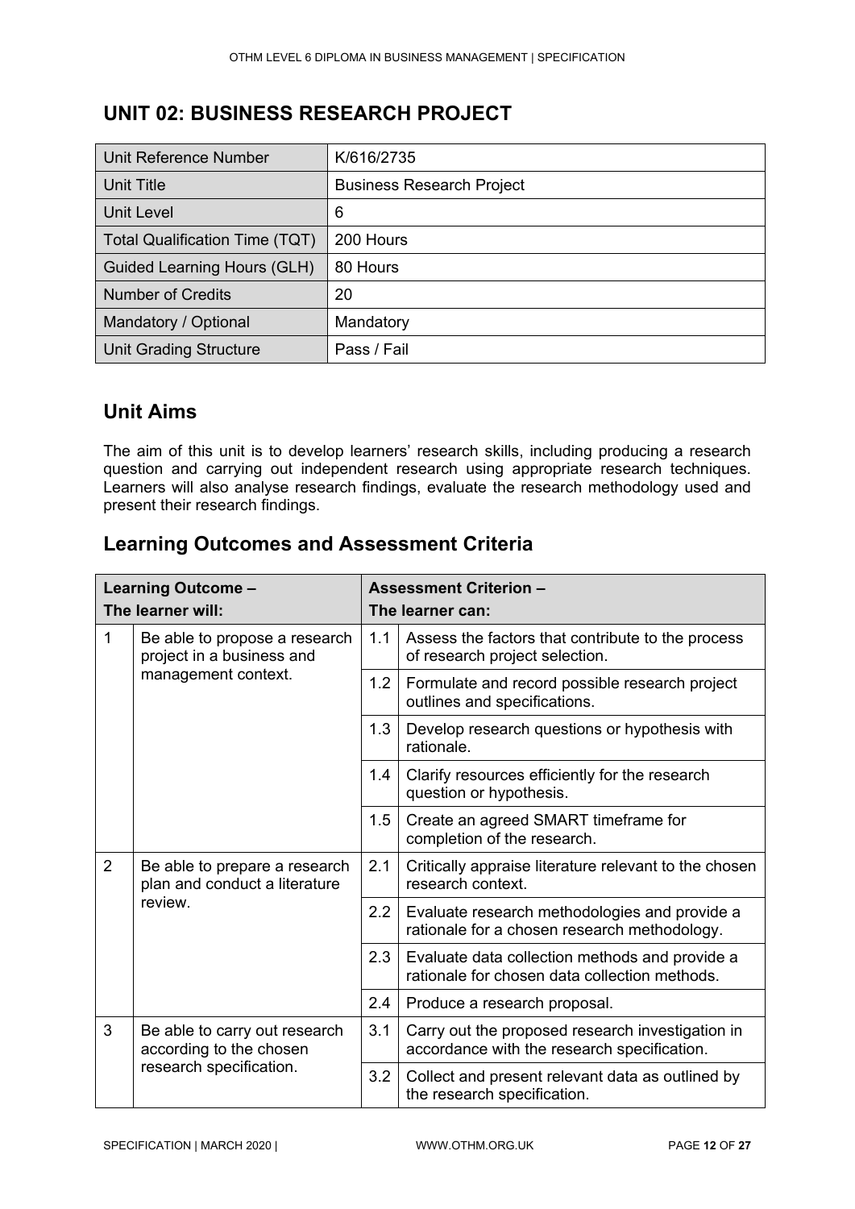## UNIT 02: BUSINESS RESEARCH PROJECT

| Unit Reference Number | K/616/2735 |
|---|---|
| Unit Title | Business Research Project |
| Unit Level | 6 |
| Total Qualification Time (TQT) | 200 Hours |
| Guided Learning Hours (GLH) | 80 Hours |
| Number of Credits | 20 |
| Mandatory / Optional | Mandatory |
| Unit Grading Structure | Pass / Fail |

## Unit Aims

The aim of this unit is to develop learners' research skills, including producing a research question and carrying out independent research using appropriate research techniques. Learners will also analyse research findings, evaluate the research methodology used and present their research findings.

## Learning Outcomes and Assessment Criteria

| Learning Outcome – The learner will: | | Assessment Criterion – The learner can: | |
|---|---|---|---|
| 1 | Be able to propose a research project in a business and management context. | 1.1 | Assess the factors that contribute to the process of research project selection. |
| | | 1.2 | Formulate and record possible research project outlines and specifications. |
| | | 1.3 | Develop research questions or hypothesis with rationale. |
| | | 1.4 | Clarify resources efficiently for the research question or hypothesis. |
| | | 1.5 | Create an agreed SMART timeframe for completion of the research. |
| 2 | Be able to prepare a research plan and conduct a literature review. | 2.1 | Critically appraise literature relevant to the chosen research context. |
| | | 2.2 | Evaluate research methodologies and provide a rationale for a chosen research methodology. |
| | | 2.3 | Evaluate data collection methods and provide a rationale for chosen data collection methods. |
| | | 2.4 | Produce a research proposal. |
| 3 | Be able to carry out research according to the chosen research specification. | 3.1 | Carry out the proposed research investigation in accordance with the research specification. |
| | | 3.2 | Collect and present relevant data as outlined by the research specification. |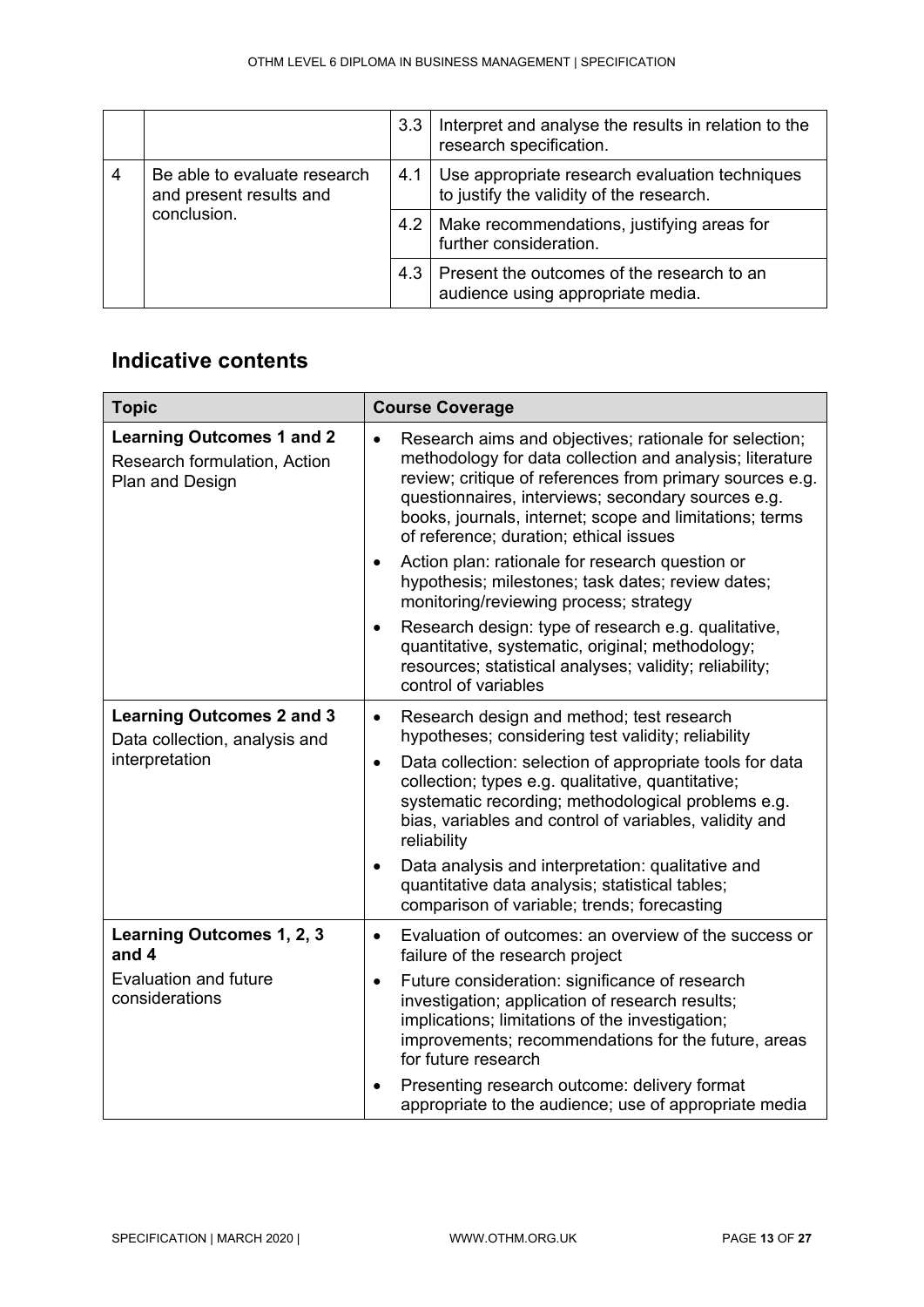| | | | |
|---|---|---|---|
| | | 3.3 | Interpret and analyse the results in relation to the research specification. |
| 4 | Be able to evaluate research and present results and conclusion. | 4.1 | Use appropriate research evaluation techniques to justify the validity of the research. |
| | | 4.2 | Make recommendations, justifying areas for further consideration. |
| | | 4.3 | Present the outcomes of the research to an audience using appropriate media. |

## Indicative contents

| Topic | Course Coverage |
|---|---|
| **Learning Outcomes 1 and 2** Research formulation, Action Plan and Design | • Research aims and objectives; rationale for selection; methodology for data collection and analysis; literature review; critique of references from primary sources e.g. questionnaires, interviews; secondary sources e.g. books, journals, internet; scope and limitations; terms of reference; duration; ethical issues<br>• Action plan: rationale for research question or hypothesis; milestones; task dates; review dates; monitoring/reviewing process; strategy<br>• Research design: type of research e.g. qualitative, quantitative, systematic, original; methodology; resources; statistical analyses; validity; reliability; control of variables |
| **Learning Outcomes 2 and 3** Data collection, analysis and interpretation | • Research design and method; test research hypotheses; considering test validity; reliability<br>• Data collection: selection of appropriate tools for data collection; types e.g. qualitative, quantitative; systematic recording; methodological problems e.g. bias, variables and control of variables, validity and reliability<br>• Data analysis and interpretation: qualitative and quantitative data analysis; statistical tables; comparison of variable; trends; forecasting |
| **Learning Outcomes 1, 2, 3 and 4** Evaluation and future considerations | • Evaluation of outcomes: an overview of the success or failure of the research project<br>• Future consideration: significance of research investigation; application of research results; implications; limitations of the investigation; improvements; recommendations for the future, areas for future research<br>• Presenting research outcome: delivery format appropriate to the audience; use of appropriate media |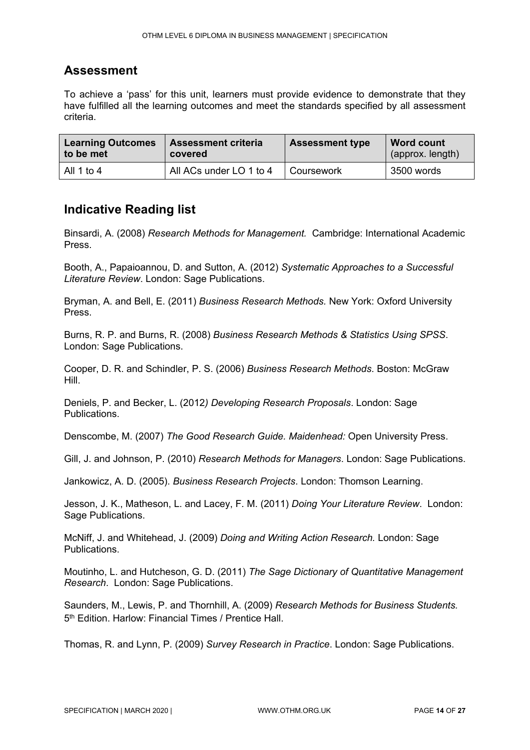## Assessment

To achieve a 'pass' for this unit, learners must provide evidence to demonstrate that they have fulfilled all the learning outcomes and meet the standards specified by all assessment criteria.

| Learning Outcomes to be met | Assessment criteria covered | Assessment type | Word count (approx. length) |
|---|---|---|---|
| All 1 to 4 | All ACs under LO 1 to 4 | Coursework | 3500 words |

## Indicative Reading list

Binsardi, A. (2008) *Research Methods for Management.* Cambridge: International Academic Press.

Booth, A., Papaioannou, D. and Sutton, A. (2012) *Systematic Approaches to a Successful Literature Review*. London: Sage Publications.

Bryman, A. and Bell, E. (2011) *Business Research Methods.* New York: Oxford University Press.

Burns, R. P. and Burns, R. (2008) *Business Research Methods & Statistics Using SPSS*. London: Sage Publications.

Cooper, D. R. and Schindler, P. S. (2006) *Business Research Methods*. Boston: McGraw Hill.

Deniels, P. and Becker, L. (2012*) Developing Research Proposals*. London: Sage Publications.

Denscombe, M. (2007) *The Good Research Guide. Maidenhead:* Open University Press.

Gill, J. and Johnson, P. (2010) *Research Methods for Managers*. London: Sage Publications.

Jankowicz, A. D. (2005). *Business Research Projects*. London: Thomson Learning.

Jesson, J. K., Matheson, L. and Lacey, F. M. (2011) *Doing Your Literature Review*. London: Sage Publications.

McNiff, J. and Whitehead, J. (2009) *Doing and Writing Action Research.* London: Sage Publications.

Moutinho, L. and Hutcheson, G. D. (2011) *The Sage Dictionary of Quantitative Management Research*. London: Sage Publications.

Saunders, M., Lewis, P. and Thornhill, A. (2009) *Research Methods for Business Students.* 5th Edition. Harlow: Financial Times / Prentice Hall.

Thomas, R. and Lynn, P. (2009) *Survey Research in Practice*. London: Sage Publications.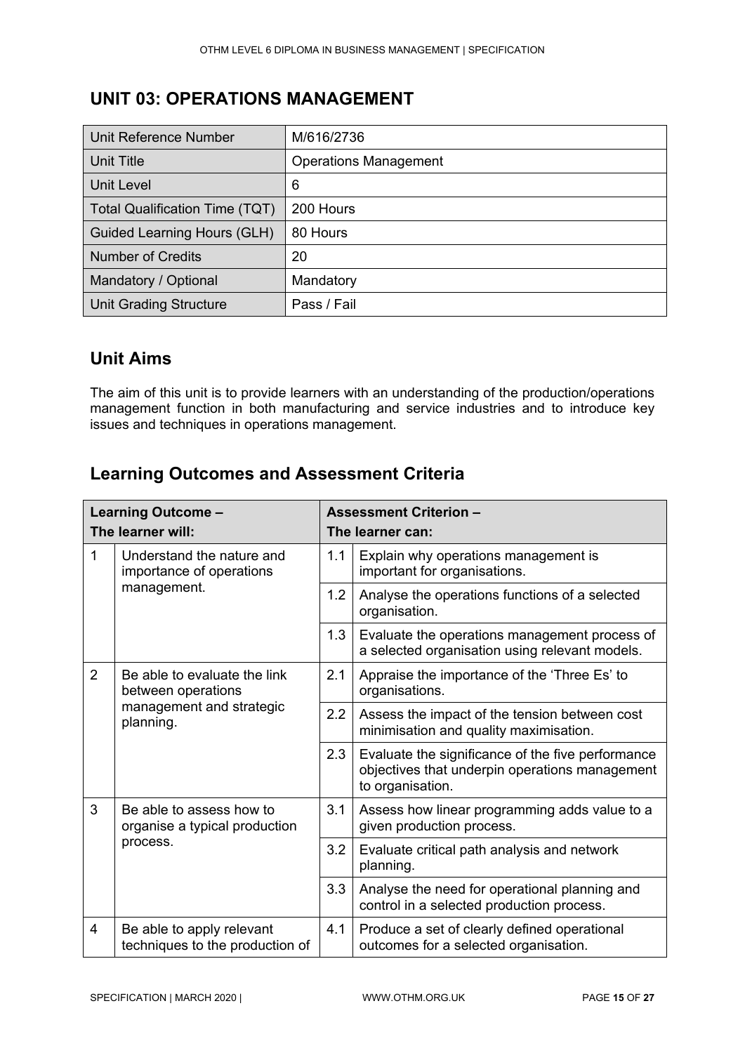## UNIT 03: OPERATIONS MANAGEMENT

| Unit Reference Number | M/616/2736 |
|---|---|
| Unit Title | Operations Management |
| Unit Level | 6 |
| Total Qualification Time (TQT) | 200 Hours |
| Guided Learning Hours (GLH) | 80 Hours |
| Number of Credits | 20 |
| Mandatory / Optional | Mandatory |
| Unit Grading Structure | Pass / Fail |

## Unit Aims

The aim of this unit is to provide learners with an understanding of the production/operations management function in both manufacturing and service industries and to introduce key issues and techniques in operations management.

## Learning Outcomes and Assessment Criteria

| **Learning Outcome – The learner will:** | | **Assessment Criterion – The learner can:** | |
|---|---|---|---|
| 1 | Understand the nature and importance of operations management. | 1.1 | Explain why operations management is important for organisations. |
| | | 1.2 | Analyse the operations functions of a selected organisation. |
| | | 1.3 | Evaluate the operations management process of a selected organisation using relevant models. |
| 2 | Be able to evaluate the link between operations management and strategic planning. | 2.1 | Appraise the importance of the 'Three Es' to organisations. |
| | | 2.2 | Assess the impact of the tension between cost minimisation and quality maximisation. |
| | | 2.3 | Evaluate the significance of the five performance objectives that underpin operations management to organisation. |
| 3 | Be able to assess how to organise a typical production process. | 3.1 | Assess how linear programming adds value to a given production process. |
| | | 3.2 | Evaluate critical path analysis and network planning. |
| | | 3.3 | Analyse the need for operational planning and control in a selected production process. |
| 4 | Be able to apply relevant techniques to the production of | 4.1 | Produce a set of clearly defined operational outcomes for a selected organisation. |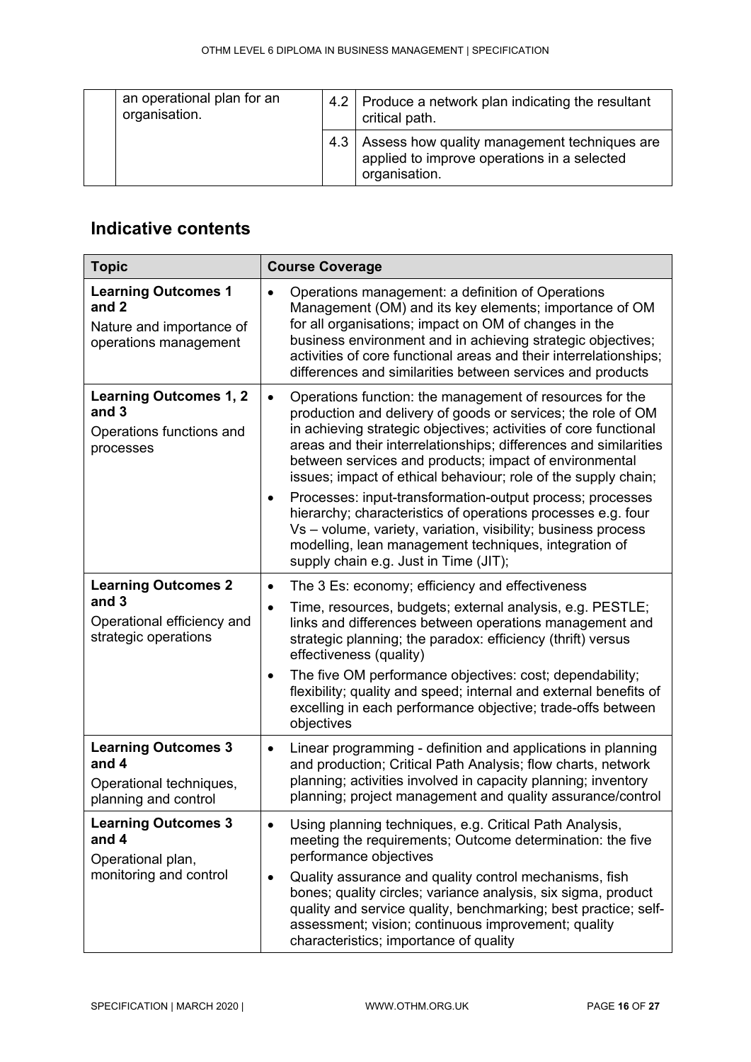| | | | |
|---|---|---|---|
| | an operational plan for an organisation. | 4.2 | Produce a network plan indicating the resultant critical path. |
| | | 4.3 | Assess how quality management techniques are applied to improve operations in a selected organisation. |

## Indicative contents

| Topic | Course Coverage |
|---|---|
| **Learning Outcomes 1 and 2**<br>Nature and importance of operations management | • Operations management: a definition of Operations Management (OM) and its key elements; importance of OM for all organisations; impact on OM of changes in the business environment and in achieving strategic objectives; activities of core functional areas and their interrelationships; differences and similarities between services and products |
| **Learning Outcomes 1, 2 and 3**<br>Operations functions and processes | • Operations function: the management of resources for the production and delivery of goods or services; the role of OM in achieving strategic objectives; activities of core functional areas and their interrelationships; differences and similarities between services and products; impact of environmental issues; impact of ethical behaviour; role of the supply chain;<br>• Processes: input-transformation-output process; processes hierarchy; characteristics of operations processes e.g. four Vs – volume, variety, variation, visibility; business process modelling, lean management techniques, integration of supply chain e.g. Just in Time (JIT); |
| **Learning Outcomes 2 and 3**<br>Operational efficiency and strategic operations | • The 3 Es: economy; efficiency and effectiveness<br>• Time, resources, budgets; external analysis, e.g. PESTLE; links and differences between operations management and strategic planning; the paradox: efficiency (thrift) versus effectiveness (quality)<br>• The five OM performance objectives: cost; dependability; flexibility; quality and speed; internal and external benefits of excelling in each performance objective; trade-offs between objectives |
| **Learning Outcomes 3 and 4**<br>Operational techniques, planning and control | • Linear programming - definition and applications in planning and production; Critical Path Analysis; flow charts, network planning; activities involved in capacity planning; inventory planning; project management and quality assurance/control |
| **Learning Outcomes 3 and 4**<br>Operational plan, monitoring and control | • Using planning techniques, e.g. Critical Path Analysis, meeting the requirements; Outcome determination: the five performance objectives<br>• Quality assurance and quality control mechanisms, fish bones; quality circles; variance analysis, six sigma, product quality and service quality, benchmarking; best practice; self-assessment; vision; continuous improvement; quality characteristics; importance of quality |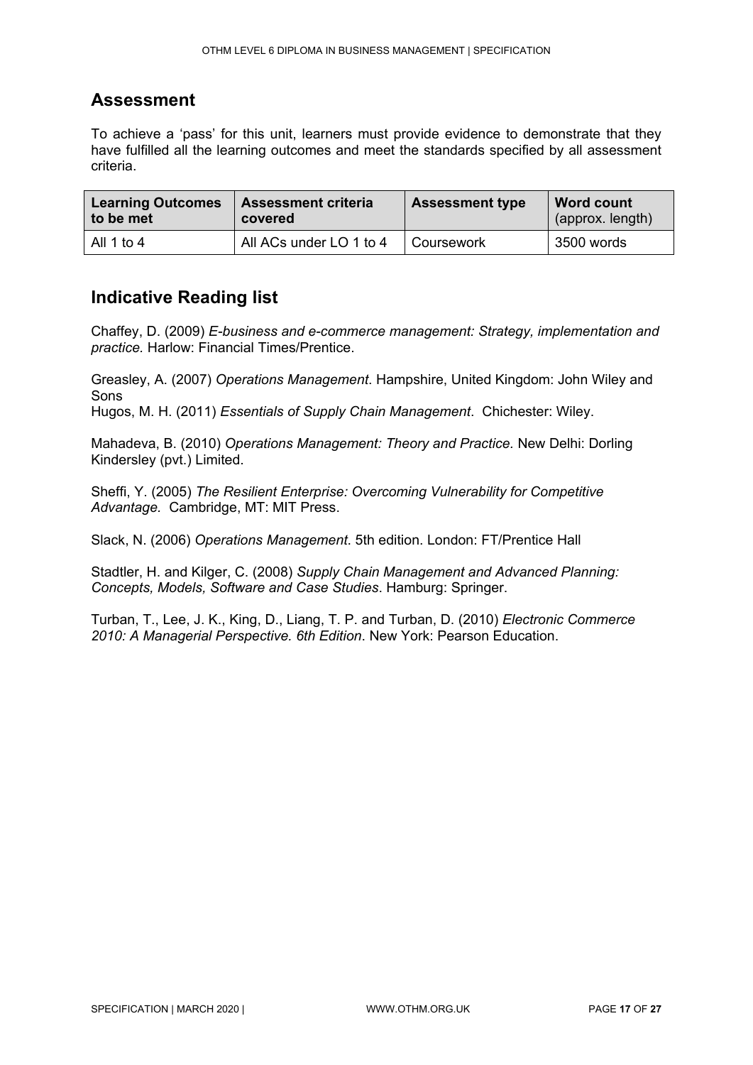## Assessment

To achieve a 'pass' for this unit, learners must provide evidence to demonstrate that they have fulfilled all the learning outcomes and meet the standards specified by all assessment criteria.

| **Learning Outcomes to be met** | **Assessment criteria covered** | **Assessment type** | **Word count** (approx. length) |
|---|---|---|---|
| All 1 to 4 | All ACs under LO 1 to 4 | Coursework | 3500 words |

## Indicative Reading list

Chaffey, D. (2009) *E-business and e-commerce management: Strategy, implementation and practice.* Harlow: Financial Times/Prentice.

Greasley, A. (2007) *Operations Management*. Hampshire, United Kingdom: John Wiley and Sons

Hugos, M. H. (2011) *Essentials of Supply Chain Management*. Chichester: Wiley.

Mahadeva, B. (2010) *Operations Management: Theory and Practice.* New Delhi: Dorling Kindersley (pvt.) Limited.

Sheffi, Y. (2005) *The Resilient Enterprise: Overcoming Vulnerability for Competitive Advantage.* Cambridge, MT: MIT Press.

Slack, N. (2006) *Operations Management*. 5th edition. London: FT/Prentice Hall

Stadtler, H. and Kilger, C. (2008) *Supply Chain Management and Advanced Planning: Concepts, Models, Software and Case Studies*. Hamburg: Springer.

Turban, T., Lee, J. K., King, D., Liang, T. P. and Turban, D. (2010) *Electronic Commerce 2010: A Managerial Perspective. 6th Edition*. New York: Pearson Education.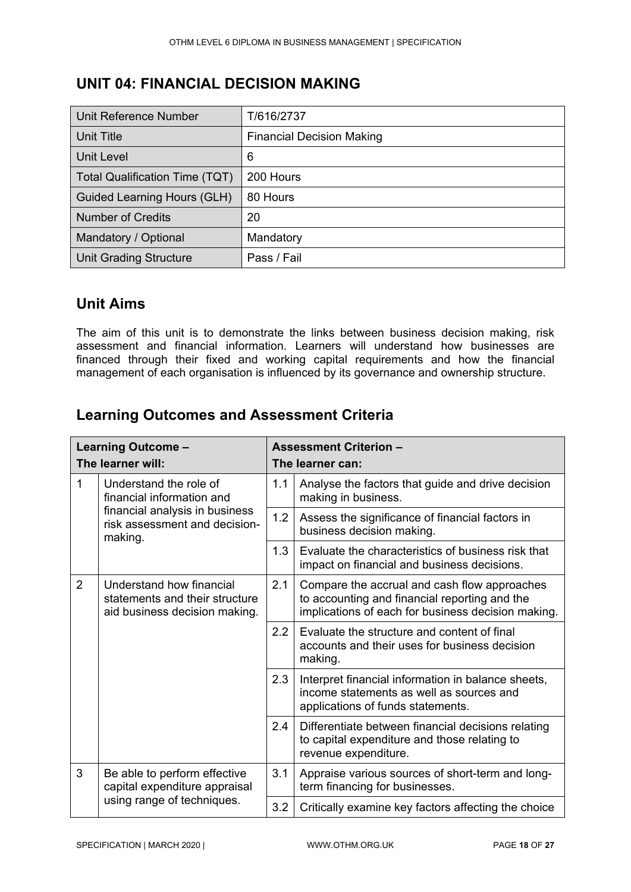## UNIT 04: FINANCIAL DECISION MAKING

| Unit Reference Number | T/616/2737 |
|---|---|
| Unit Title | Financial Decision Making |
| Unit Level | 6 |
| Total Qualification Time (TQT) | 200 Hours |
| Guided Learning Hours (GLH) | 80 Hours |
| Number of Credits | 20 |
| Mandatory / Optional | Mandatory |
| Unit Grading Structure | Pass / Fail |

## Unit Aims

The aim of this unit is to demonstrate the links between business decision making, risk assessment and financial information. Learners will understand how businesses are financed through their fixed and working capital requirements and how the financial management of each organisation is influenced by its governance and ownership structure.

## Learning Outcomes and Assessment Criteria

| Learning Outcome – The learner will: | | Assessment Criterion – The learner can: | |
|---|---|---|---|
| 1 | Understand the role of financial information and financial analysis in business risk assessment and decision-making. | 1.1 | Analyse the factors that guide and drive decision making in business. |
| | | 1.2 | Assess the significance of financial factors in business decision making. |
| | | 1.3 | Evaluate the characteristics of business risk that impact on financial and business decisions. |
| 2 | Understand how financial statements and their structure aid business decision making. | 2.1 | Compare the accrual and cash flow approaches to accounting and financial reporting and the implications of each for business decision making. |
| | | 2.2 | Evaluate the structure and content of final accounts and their uses for business decision making. |
| | | 2.3 | Interpret financial information in balance sheets, income statements as well as sources and applications of funds statements. |
| | | 2.4 | Differentiate between financial decisions relating to capital expenditure and those relating to revenue expenditure. |
| 3 | Be able to perform effective capital expenditure appraisal using range of techniques. | 3.1 | Appraise various sources of short-term and long-term financing for businesses. |
| | | 3.2 | Critically examine key factors affecting the choice |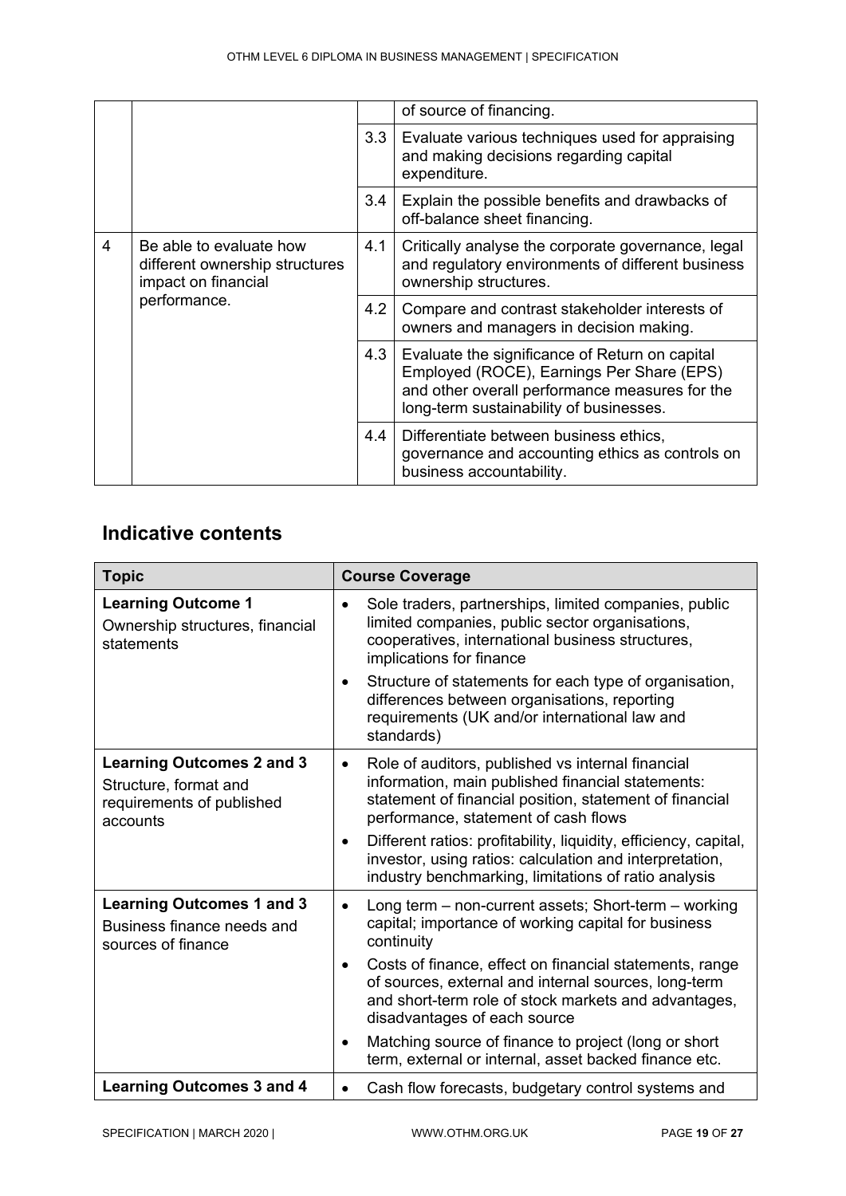| | | | |
|---|---|---|---|
| | | | of source of financing. |
| | | 3.3 | Evaluate various techniques used for appraising and making decisions regarding capital expenditure. |
| | | 3.4 | Explain the possible benefits and drawbacks of off-balance sheet financing. |
| 4 | Be able to evaluate how different ownership structures impact on financial performance. | 4.1 | Critically analyse the corporate governance, legal and regulatory environments of different business ownership structures. |
| | | 4.2 | Compare and contrast stakeholder interests of owners and managers in decision making. |
| | | 4.3 | Evaluate the significance of Return on capital Employed (ROCE), Earnings Per Share (EPS) and other overall performance measures for the long-term sustainability of businesses. |
| | | 4.4 | Differentiate between business ethics, governance and accounting ethics as controls on business accountability. |

## Indicative contents

| Topic | Course Coverage |
|---|---|
| **Learning Outcome 1**<br>Ownership structures, financial statements | • Sole traders, partnerships, limited companies, public limited companies, public sector organisations, cooperatives, international business structures, implications for finance<br>• Structure of statements for each type of organisation, differences between organisations, reporting requirements (UK and/or international law and standards) |
| **Learning Outcomes 2 and 3**<br>Structure, format and requirements of published accounts | • Role of auditors, published vs internal financial information, main published financial statements: statement of financial position, statement of financial performance, statement of cash flows<br>• Different ratios: profitability, liquidity, efficiency, capital, investor, using ratios: calculation and interpretation, industry benchmarking, limitations of ratio analysis |
| **Learning Outcomes 1 and 3**<br>Business finance needs and sources of finance | • Long term – non-current assets; Short-term – working capital; importance of working capital for business continuity<br>• Costs of finance, effect on financial statements, range of sources, external and internal sources, long-term and short-term role of stock markets and advantages, disadvantages of each source<br>• Matching source of finance to project (long or short term, external or internal, asset backed finance etc. |
| **Learning Outcomes 3 and 4** | • Cash flow forecasts, budgetary control systems and |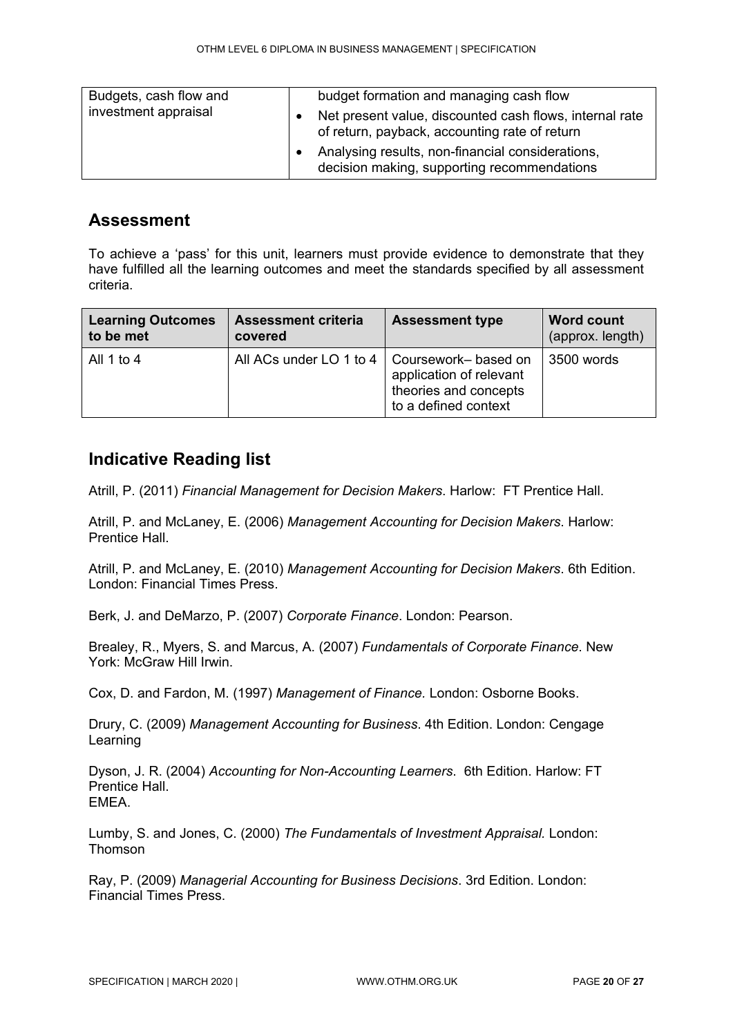| | |
|---|---|
| Budgets, cash flow and investment appraisal | budget formation and managing cash flow<br>• Net present value, discounted cash flows, internal rate of return, payback, accounting rate of return<br>• Analysing results, non-financial considerations, decision making, supporting recommendations |

## Assessment

To achieve a 'pass' for this unit, learners must provide evidence to demonstrate that they have fulfilled all the learning outcomes and meet the standards specified by all assessment criteria.

| Learning Outcomes to be met | Assessment criteria covered | Assessment type | Word count (approx. length) |
|---|---|---|---|
| All 1 to 4 | All ACs under LO 1 to 4 | Coursework– based on application of relevant theories and concepts to a defined context | 3500 words |

## Indicative Reading list

Atrill, P. (2011) *Financial Management for Decision Makers*. Harlow: FT Prentice Hall.

Atrill, P. and McLaney, E. (2006) *Management Accounting for Decision Makers*. Harlow: Prentice Hall.

Atrill, P. and McLaney, E. (2010) *Management Accounting for Decision Makers*. 6th Edition. London: Financial Times Press.

Berk, J. and DeMarzo, P. (2007) *Corporate Finance*. London: Pearson.

Brealey, R., Myers, S. and Marcus, A. (2007) *Fundamentals of Corporate Finance*. New York: McGraw Hill Irwin.

Cox, D. and Fardon, M. (1997) *Management of Finance.* London: Osborne Books.

Drury, C. (2009) *Management Accounting for Business*. 4th Edition. London: Cengage Learning

Dyson, J. R. (2004) *Accounting for Non-Accounting Learners*. 6th Edition. Harlow: FT Prentice Hall.
EMEA.

Lumby, S. and Jones, C. (2000) *The Fundamentals of Investment Appraisal.* London: Thomson

Ray, P. (2009) *Managerial Accounting for Business Decisions*. 3rd Edition. London: Financial Times Press.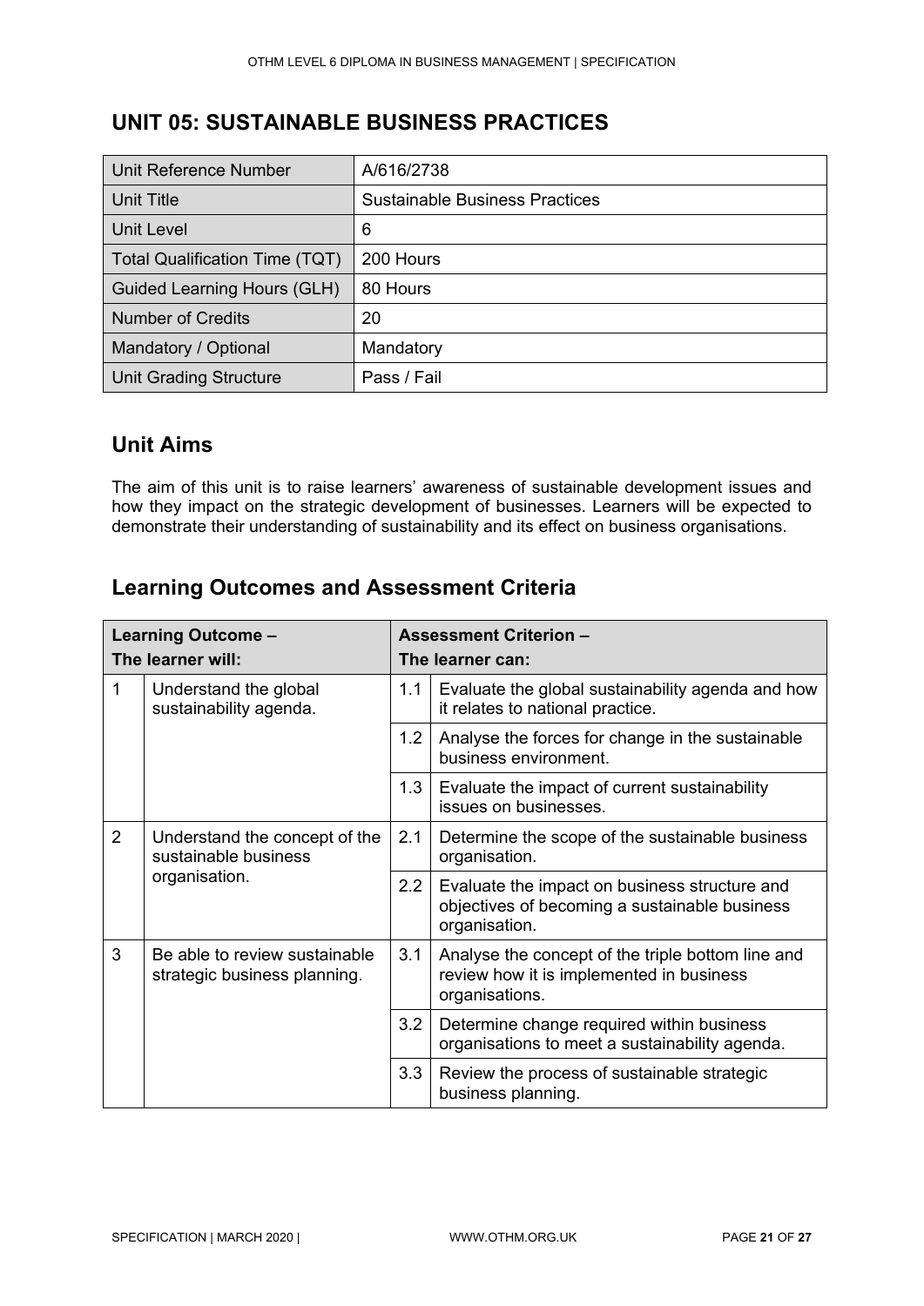## UNIT 05: SUSTAINABLE BUSINESS PRACTICES

| | |
|---|---|
| Unit Reference Number | A/616/2738 |
| Unit Title | Sustainable Business Practices |
| Unit Level | 6 |
| Total Qualification Time (TQT) | 200 Hours |
| Guided Learning Hours (GLH) | 80 Hours |
| Number of Credits | 20 |
| Mandatory / Optional | Mandatory |
| Unit Grading Structure | Pass / Fail |

## Unit Aims

The aim of this unit is to raise learners' awareness of sustainable development issues and how they impact on the strategic development of businesses. Learners will be expected to demonstrate their understanding of sustainability and its effect on business organisations.

## Learning Outcomes and Assessment Criteria

| Learning Outcome – The learner will: | | Assessment Criterion – The learner can: | |
|---|---|---|---|
| 1 | Understand the global sustainability agenda. | 1.1 | Evaluate the global sustainability agenda and how it relates to national practice. |
| | | 1.2 | Analyse the forces for change in the sustainable business environment. |
| | | 1.3 | Evaluate the impact of current sustainability issues on businesses. |
| 2 | Understand the concept of the sustainable business organisation. | 2.1 | Determine the scope of the sustainable business organisation. |
| | | 2.2 | Evaluate the impact on business structure and objectives of becoming a sustainable business organisation. |
| 3 | Be able to review sustainable strategic business planning. | 3.1 | Analyse the concept of the triple bottom line and review how it is implemented in business organisations. |
| | | 3.2 | Determine change required within business organisations to meet a sustainability agenda. |
| | | 3.3 | Review the process of sustainable strategic business planning. |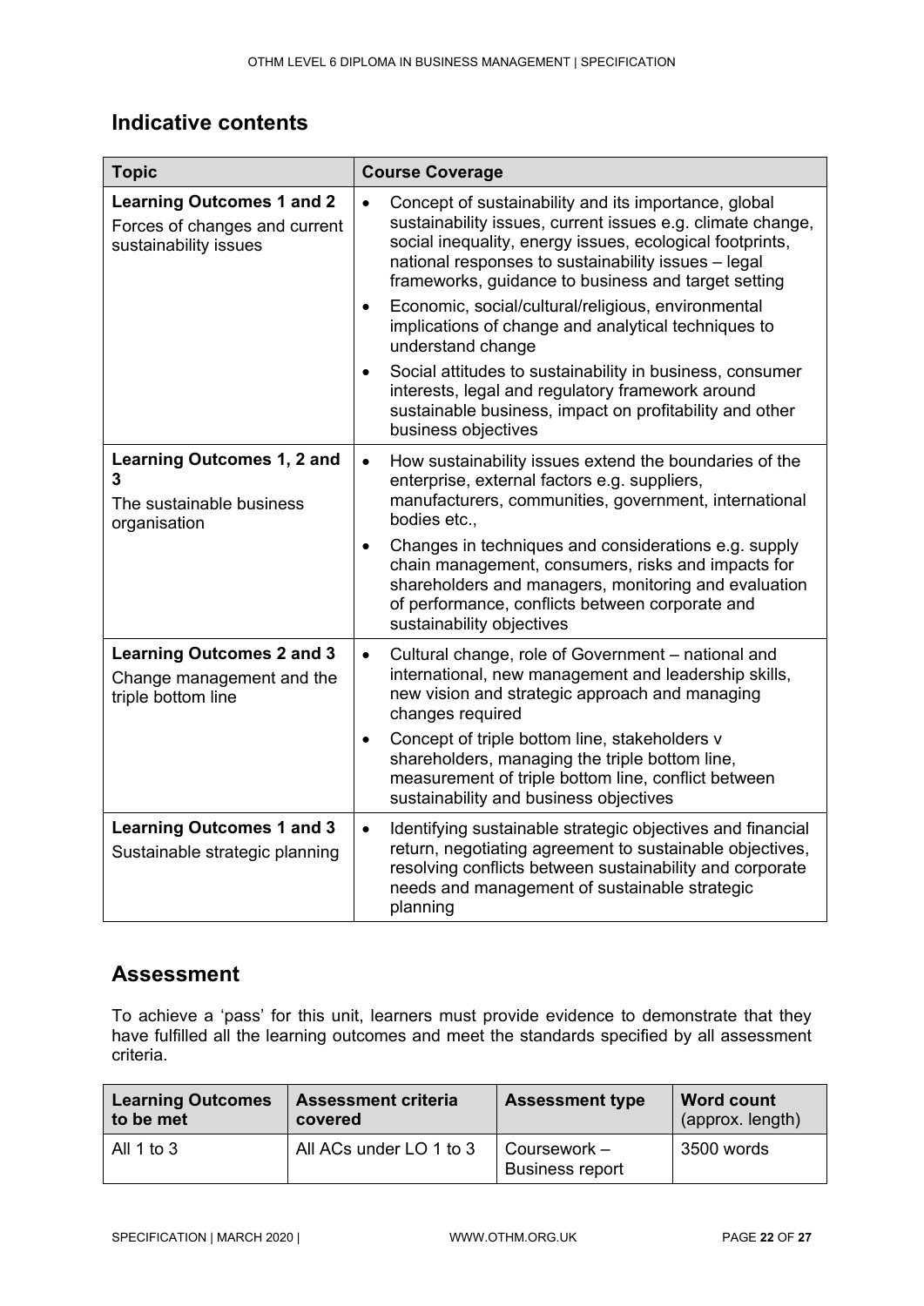## Indicative contents

| Topic | Course Coverage |
|---|---|
| **Learning Outcomes 1 and 2**<br>Forces of changes and current sustainability issues | • Concept of sustainability and its importance, global sustainability issues, current issues e.g. climate change, social inequality, energy issues, ecological footprints, national responses to sustainability issues – legal frameworks, guidance to business and target setting<br>• Economic, social/cultural/religious, environmental implications of change and analytical techniques to understand change<br>• Social attitudes to sustainability in business, consumer interests, legal and regulatory framework around sustainable business, impact on profitability and other business objectives |
| **Learning Outcomes 1, 2 and 3**<br>The sustainable business organisation | • How sustainability issues extend the boundaries of the enterprise, external factors e.g. suppliers, manufacturers, communities, government, international bodies etc.,<br>• Changes in techniques and considerations e.g. supply chain management, consumers, risks and impacts for shareholders and managers, monitoring and evaluation of performance, conflicts between corporate and sustainability objectives |
| **Learning Outcomes 2 and 3**<br>Change management and the triple bottom line | • Cultural change, role of Government – national and international, new management and leadership skills, new vision and strategic approach and managing changes required<br>• Concept of triple bottom line, stakeholders v shareholders, managing the triple bottom line, measurement of triple bottom line, conflict between sustainability and business objectives |
| **Learning Outcomes 1 and 3**<br>Sustainable strategic planning | • Identifying sustainable strategic objectives and financial return, negotiating agreement to sustainable objectives, resolving conflicts between sustainability and corporate needs and management of sustainable strategic planning |

## Assessment

To achieve a 'pass' for this unit, learners must provide evidence to demonstrate that they have fulfilled all the learning outcomes and meet the standards specified by all assessment criteria.

| Learning Outcomes to be met | Assessment criteria covered | Assessment type | Word count (approx. length) |
|---|---|---|---|
| All 1 to 3 | All ACs under LO 1 to 3 | Coursework – Business report | 3500 words |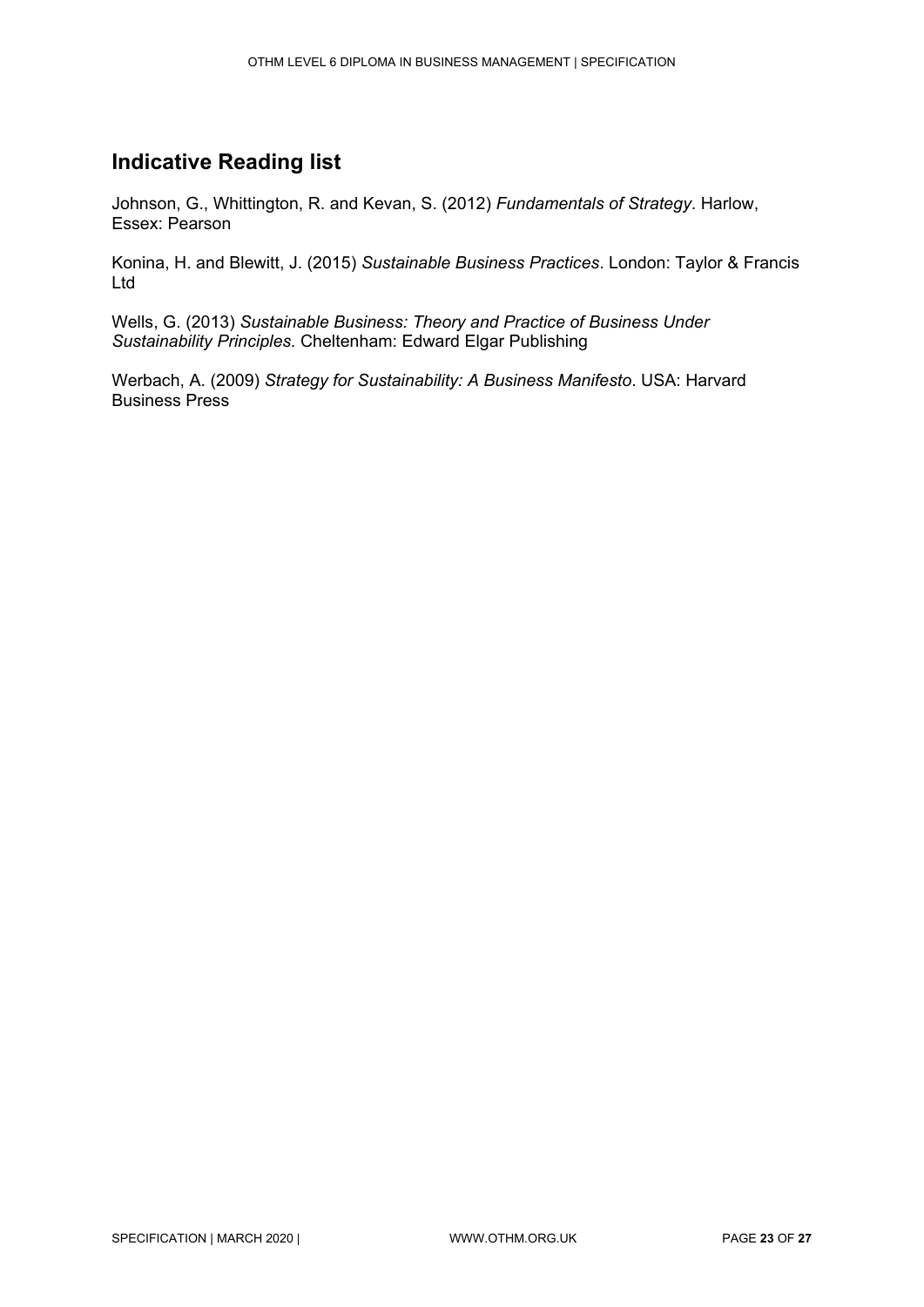## Indicative Reading list

Johnson, G., Whittington, R. and Kevan, S. (2012) *Fundamentals of Strategy*. Harlow, Essex: Pearson

Konina, H. and Blewitt, J. (2015) *Sustainable Business Practices*. London: Taylor & Francis Ltd

Wells, G. (2013) *Sustainable Business: Theory and Practice of Business Under Sustainability Principles.* Cheltenham: Edward Elgar Publishing

Werbach, A. (2009) *Strategy for Sustainability: A Business Manifesto*. USA: Harvard Business Press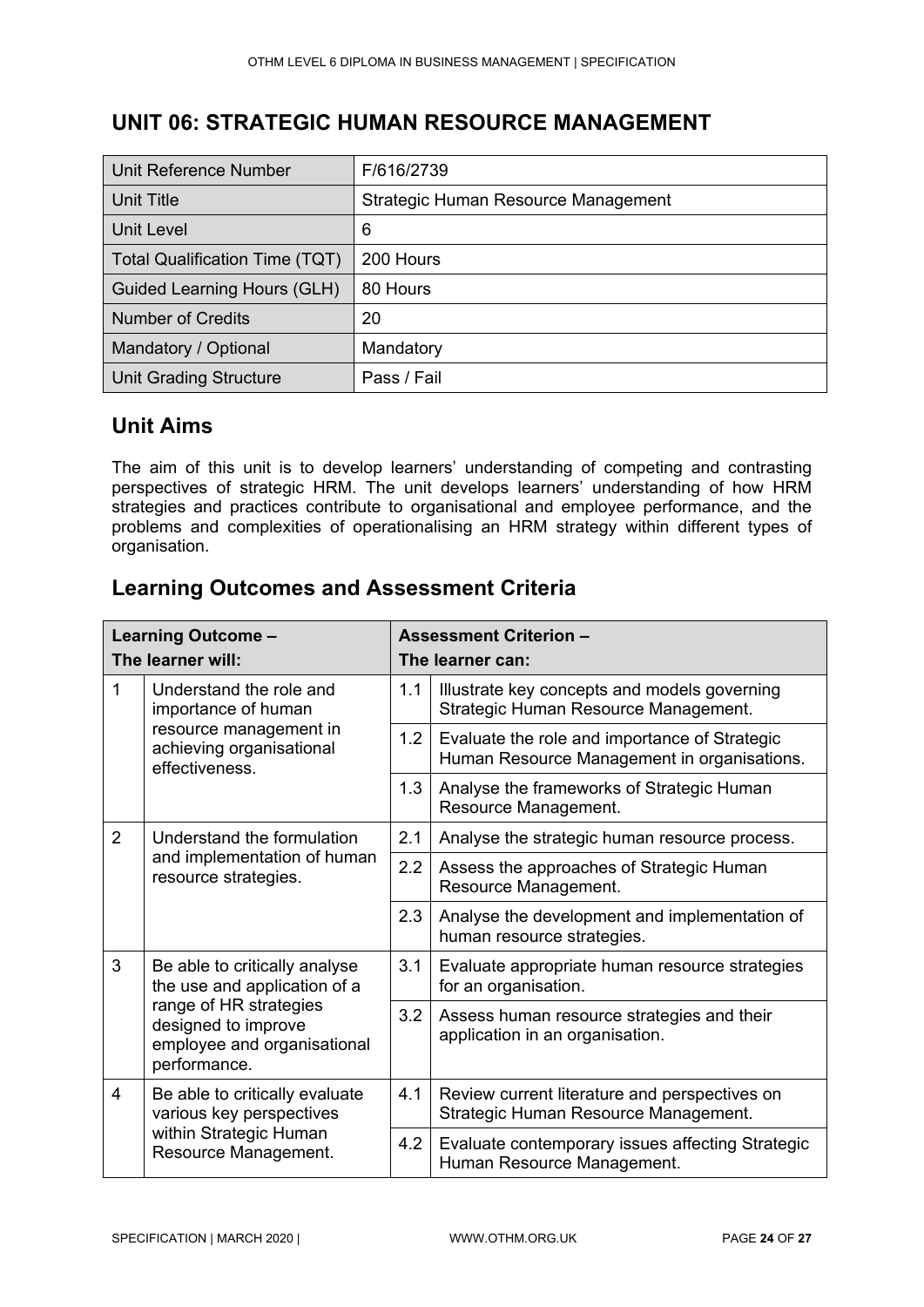## UNIT 06: STRATEGIC HUMAN RESOURCE MANAGEMENT

| | |
|---|---|
| Unit Reference Number | F/616/2739 |
| Unit Title | Strategic Human Resource Management |
| Unit Level | 6 |
| Total Qualification Time (TQT) | 200 Hours |
| Guided Learning Hours (GLH) | 80 Hours |
| Number of Credits | 20 |
| Mandatory / Optional | Mandatory |
| Unit Grading Structure | Pass / Fail |

## Unit Aims

The aim of this unit is to develop learners' understanding of competing and contrasting perspectives of strategic HRM. The unit develops learners' understanding of how HRM strategies and practices contribute to organisational and employee performance, and the problems and complexities of operationalising an HRM strategy within different types of organisation.

## Learning Outcomes and Assessment Criteria

| Learning Outcome – The learner will: | | Assessment Criterion – The learner can: | |
|---|---|---|---|
| 1 | Understand the role and importance of human resource management in achieving organisational effectiveness. | 1.1 | Illustrate key concepts and models governing Strategic Human Resource Management. |
| | | 1.2 | Evaluate the role and importance of Strategic Human Resource Management in organisations. |
| | | 1.3 | Analyse the frameworks of Strategic Human Resource Management. |
| 2 | Understand the formulation and implementation of human resource strategies. | 2.1 | Analyse the strategic human resource process. |
| | | 2.2 | Assess the approaches of Strategic Human Resource Management. |
| | | 2.3 | Analyse the development and implementation of human resource strategies. |
| 3 | Be able to critically analyse the use and application of a range of HR strategies designed to improve employee and organisational performance. | 3.1 | Evaluate appropriate human resource strategies for an organisation. |
| | | 3.2 | Assess human resource strategies and their application in an organisation. |
| 4 | Be able to critically evaluate various key perspectives within Strategic Human Resource Management. | 4.1 | Review current literature and perspectives on Strategic Human Resource Management. |
| | | 4.2 | Evaluate contemporary issues affecting Strategic Human Resource Management. |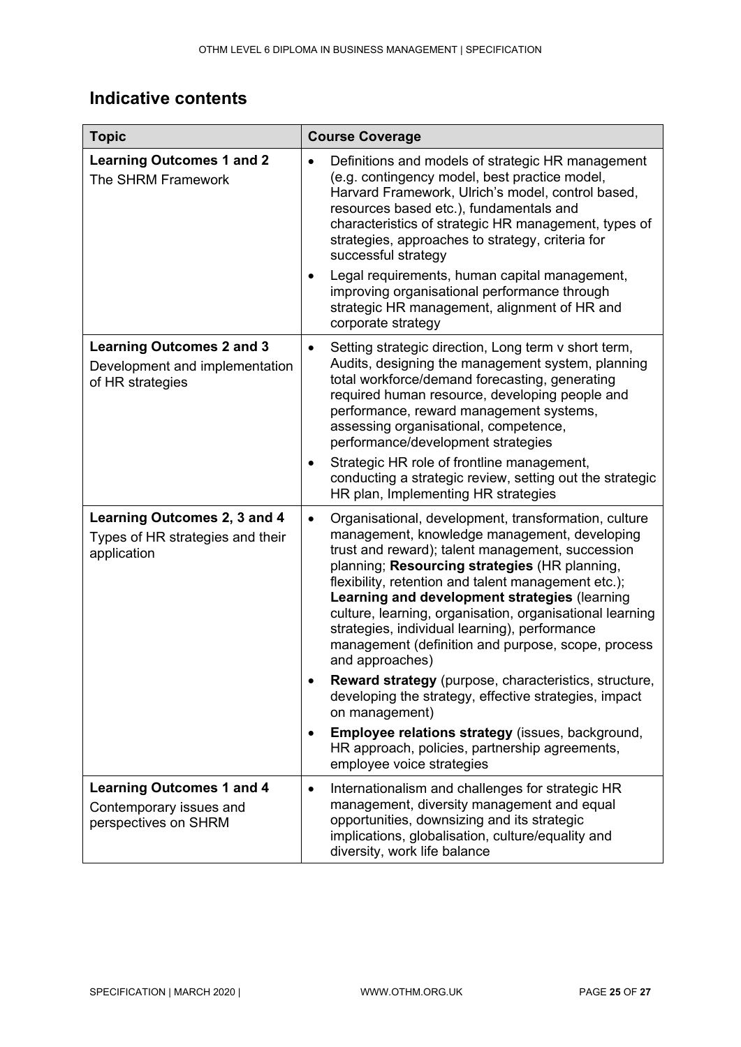## Indicative contents

| Topic | Course Coverage |
| --- | --- |
| **Learning Outcomes 1 and 2**<br>The SHRM Framework | • Definitions and models of strategic HR management (e.g. contingency model, best practice model, Harvard Framework, Ulrich's model, control based, resources based etc.), fundamentals and characteristics of strategic HR management, types of strategies, approaches to strategy, criteria for successful strategy<br>• Legal requirements, human capital management, improving organisational performance through strategic HR management, alignment of HR and corporate strategy |
| **Learning Outcomes 2 and 3**<br>Development and implementation of HR strategies | • Setting strategic direction, Long term v short term, Audits, designing the management system, planning total workforce/demand forecasting, generating required human resource, developing people and performance, reward management systems, assessing organisational, competence, performance/development strategies<br>• Strategic HR role of frontline management, conducting a strategic review, setting out the strategic HR plan, Implementing HR strategies |
| **Learning Outcomes 2, 3 and 4**<br>Types of HR strategies and their application | • Organisational, development, transformation, culture management, knowledge management, developing trust and reward); talent management, succession planning; **Resourcing strategies** (HR planning, flexibility, retention and talent management etc.); **Learning and development strategies** (learning culture, learning, organisation, organisational learning strategies, individual learning), performance management (definition and purpose, scope, process and approaches)<br>• **Reward strategy** (purpose, characteristics, structure, developing the strategy, effective strategies, impact on management)<br>• **Employee relations strategy** (issues, background, HR approach, policies, partnership agreements, employee voice strategies |
| **Learning Outcomes 1 and 4**<br>Contemporary issues and perspectives on SHRM | • Internationalism and challenges for strategic HR management, diversity management and equal opportunities, downsizing and its strategic implications, globalisation, culture/equality and diversity, work life balance |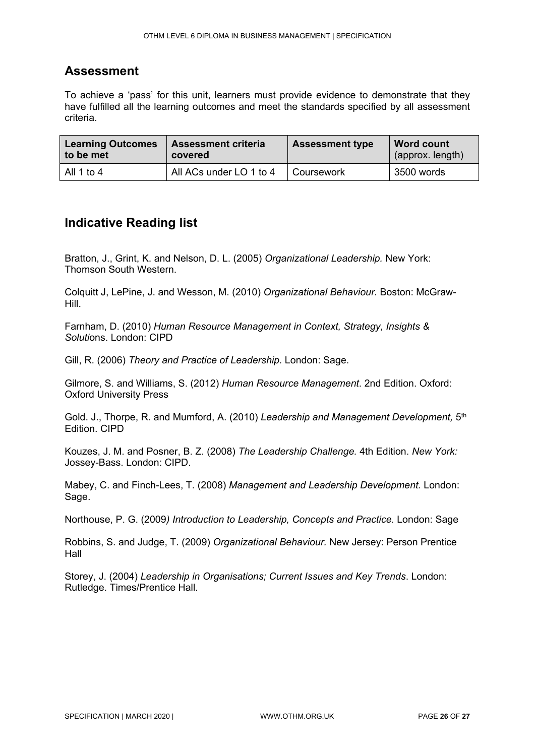## Assessment

To achieve a 'pass' for this unit, learners must provide evidence to demonstrate that they have fulfilled all the learning outcomes and meet the standards specified by all assessment criteria.

| Learning Outcomes to be met | Assessment criteria covered | Assessment type | Word count (approx. length) |
|---|---|---|---|
| All 1 to 4 | All ACs under LO 1 to 4 | Coursework | 3500 words |

## Indicative Reading list

Bratton, J., Grint, K. and Nelson, D. L. (2005) *Organizational Leadership.* New York: Thomson South Western.

Colquitt J, LePine, J. and Wesson, M. (2010) *Organizational Behaviour.* Boston: McGraw-Hill.

Farnham, D. (2010) *Human Resource Management in Context, Strategy, Insights & Soluti*ons. London: CIPD

Gill, R. (2006) *Theory and Practice of Leadership.* London: Sage.

Gilmore, S. and Williams, S. (2012) *Human Resource Management*. 2nd Edition. Oxford: Oxford University Press

Gold. J., Thorpe, R. and Mumford, A. (2010) *Leadership and Management Development,* 5th Edition. CIPD

Kouzes, J. M. and Posner, B. Z. (2008) *The Leadership Challenge.* 4th Edition. *New York:* Jossey-Bass. London: CIPD.

Mabey, C. and Finch-Lees, T. (2008) *Management and Leadership Development.* London: Sage.

Northouse, P. G. (2009*) Introduction to Leadership, Concepts and Practice.* London: Sage

Robbins, S. and Judge, T. (2009) *Organizational Behaviour.* New Jersey: Person Prentice Hall

Storey, J. (2004) *Leadership in Organisations; Current Issues and Key Trends*. London: Rutledge. Times/Prentice Hall.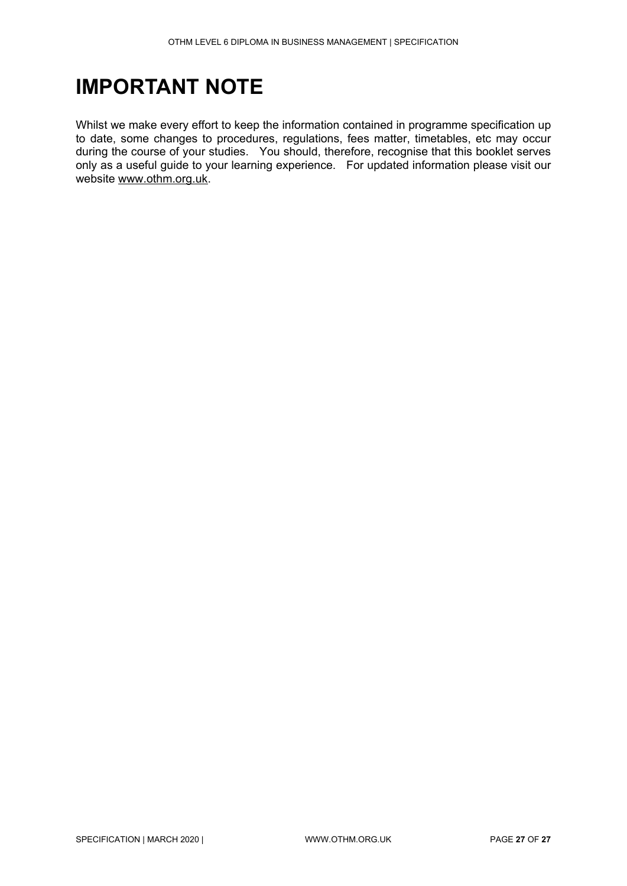# IMPORTANT NOTE

Whilst we make every effort to keep the information contained in programme specification up to date, some changes to procedures, regulations, fees matter, timetables, etc may occur during the course of your studies. You should, therefore, recognise that this booklet serves only as a useful guide to your learning experience. For updated information please visit our website www.othm.org.uk.